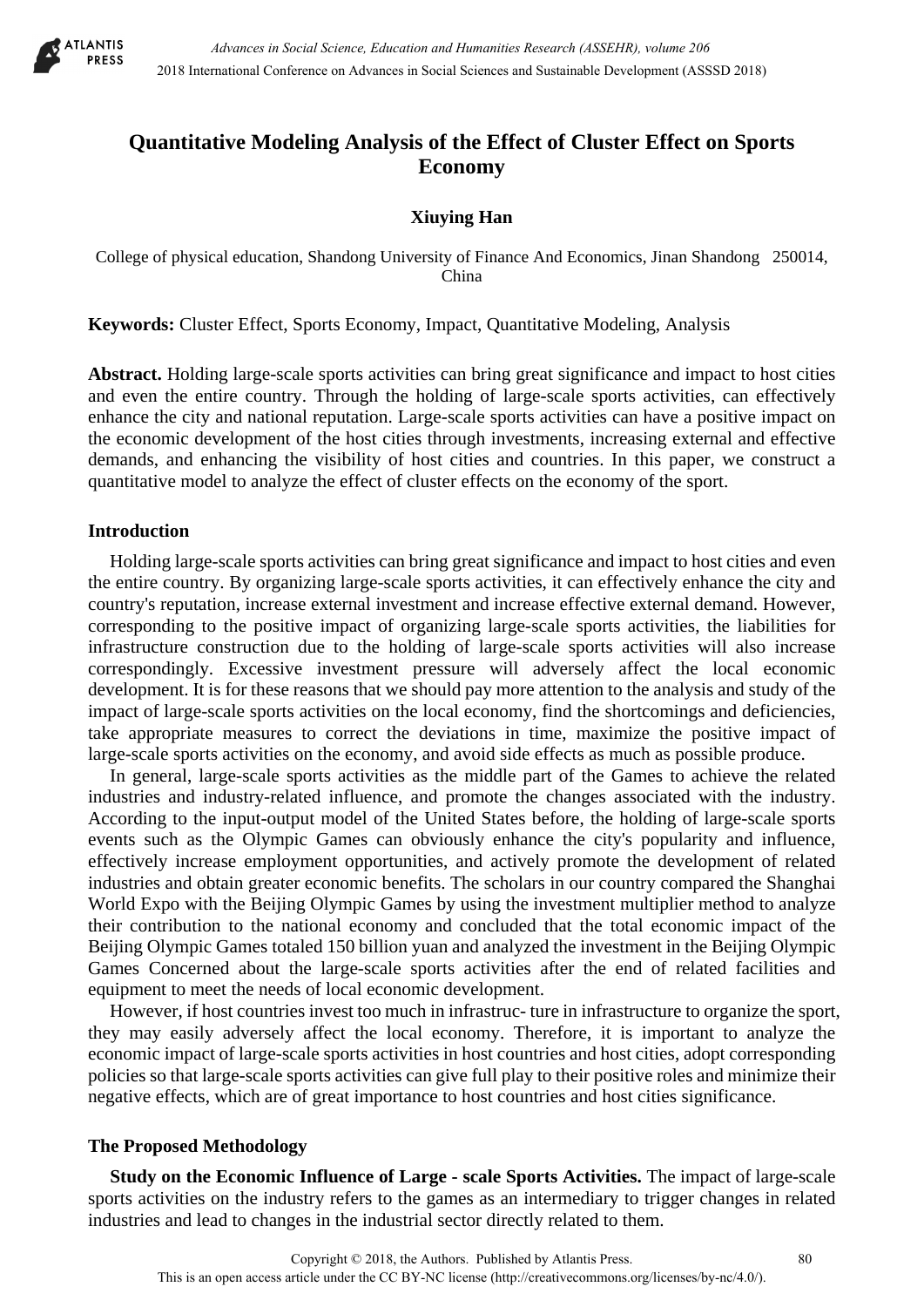# Quantitative Modeling Analysis of the Effect of Cluster Effect on Sports Economy

**Xiuying Han**

College of physical education, Shandong University of Finance And Economics, Jinan Shandong 250014, China

**Keywords:** Cluster Effect, Sports Economy, Impact, Quantitative Modeling, Analysis

**Abstract.** Holding large-scale sports activities can bring great significance and impact to host cities and even the entire country. Through the holding of large-scale sports activities, can effectively enhance the city and national reputation. Large-scale sports activities can have a positive impact on the economic development of the host cities through investments, increasing external and effective demands, and enhancing the visibility of host cities and countries. In this paper, we construct a quantitative model to analyze the effect of cluster effects on the economy of the sport.

## Introduction

Holding large-scale sports activities can bring great significance and impact to host cities and even the entire country. By organizing large-scale sports activities, it can effectively enhance the city and country's reputation, increase external investment and increase effective external demand. However, corresponding to the positive impact of organizing large-scale sports activities, the liabilities for infrastructure construction due to the holding of large-scale sports activities will also increase correspondingly. Excessive investment pressure will adversely affect the local economic development. It is for these reasons that we should pay more attention to the analysis and study of the impact of large-scale sports activities on the local economy, find the shortcomings and deficiencies, take appropriate measures to correct the deviations in time, maximize the positive impact of large-scale sports activities on the economy, and avoid side effects as much as possible produce.

In general, large-scale sports activities as the middle part of the Games to achieve the related industries and industry-related influence, and promote the changes associated with the industry. According to the input-output model of the United States before, the holding of large-scale sports events such as the Olympic Games can obviously enhance the city's popularity and influence, effectively increase employment opportunities, and actively promote the development of related industries and obtain greater economic benefits. The scholars in our country compared the Shanghai World Expo with the Beijing Olympic Games by using the investment multiplier method to analyze their contribution to the national economy and concluded that the total economic impact of the Beijing Olympic Games totaled 150 billion yuan and analyzed the investment in the Beijing Olympic Games Concerned about the large-scale sports activities after the end of related facilities and equipment to meet the needs of local economic development.

However, if host countries invest too much in infrastruc- ture in infrastructure to organize the sport, they may easily adversely affect the local economy. Therefore, it is important to analyze the economic impact of large-scale sports activities in host countries and host cities, adopt corresponding policies so that large-scale sports activities can give full play to their positive roles and minimize their negative effects, which are of great importance to host countries and host cities significance.

## The Proposed Methodology

**Study on the Economic Influence of Large - scale Sports Activities.** The impact of large-scale sports activities on the industry refers to the games as an intermediary to trigger changes in related industries and lead to changes in the industrial sector directly related to them.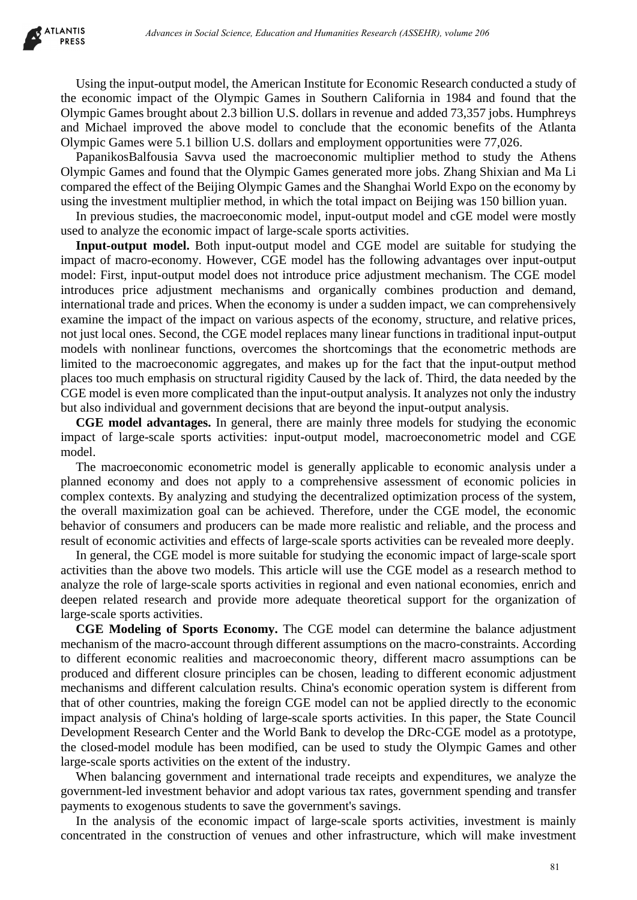Using the input-output model, the American Institute for Economic Research conducted a study of the economic impact of the Olympic Games in Southern California in 1984 and found that the Olympic Games brought about 2.3 billion U.S. dollars in revenue and added 73,357 jobs. Humphreys and Michael improved the above model to conclude that the economic benefits of the Atlanta Olympic Games were 5.1 billion U.S. dollars and employment opportunities were 77,026.

PapanikosBalfousia Savva used the macroeconomic multiplier method to study the Athens Olympic Games and found that the Olympic Games generated more jobs. Zhang Shixian and Ma Li compared the effect of the Beijing Olympic Games and the Shanghai World Expo on the economy by using the investment multiplier method, in which the total impact on Beijing was 150 billion yuan.

In previous studies, the macroeconomic model, input-output model and cGE model were mostly used to analyze the economic impact of large-scale sports activities.

**Input-output model.** Both input-output model and CGE model are suitable for studying the impact of macro-economy. However, CGE model has the following advantages over input-output model: First, input-output model does not introduce price adjustment mechanism. The CGE model introduces price adjustment mechanisms and organically combines production and demand, international trade and prices. When the economy is under a sudden impact, we can comprehensively examine the impact of the impact on various aspects of the economy, structure, and relative prices, not just local ones. Second, the CGE model replaces many linear functions in traditional input-output models with nonlinear functions, overcomes the shortcomings that the econometric methods are limited to the macroeconomic aggregates, and makes up for the fact that the input-output method places too much emphasis on structural rigidity Caused by the lack of. Third, the data needed by the CGE model is even more complicated than the input-output analysis. It analyzes not only the industry but also individual and government decisions that are beyond the input-output analysis.

**CGE model advantages.** In general, there are mainly three models for studying the economic impact of large-scale sports activities: input-output model, macroeconometric model and CGE model.

The macroeconomic econometric model is generally applicable to economic analysis under a planned economy and does not apply to a comprehensive assessment of economic policies in complex contexts. By analyzing and studying the decentralized optimization process of the system, the overall maximization goal can be achieved. Therefore, under the CGE model, the economic behavior of consumers and producers can be made more realistic and reliable, and the process and result of economic activities and effects of large-scale sports activities can be revealed more deeply.

In general, the CGE model is more suitable for studying the economic impact of large-scale sport activities than the above two models. This article will use the CGE model as a research method to analyze the role of large-scale sports activities in regional and even national economies, enrich and deepen related research and provide more adequate theoretical support for the organization of large-scale sports activities.

**CGE Modeling of Sports Economy.** The CGE model can determine the balance adjustment mechanism of the macro-account through different assumptions on the macro-constraints. According to different economic realities and macroeconomic theory, different macro assumptions can be produced and different closure principles can be chosen, leading to different economic adjustment mechanisms and different calculation results. China's economic operation system is different from that of other countries, making the foreign CGE model can not be applied directly to the economic impact analysis of China's holding of large-scale sports activities. In this paper, the State Council Development Research Center and the World Bank to develop the DRc-CGE model as a prototype, the closed-model module has been modified, can be used to study the Olympic Games and other large-scale sports activities on the extent of the industry.

When balancing government and international trade receipts and expenditures, we analyze the government-led investment behavior and adopt various tax rates, government spending and transfer payments to exogenous students to save the government's savings.

In the analysis of the economic impact of large-scale sports activities, investment is mainly concentrated in the construction of venues and other infrastructure, which will make investment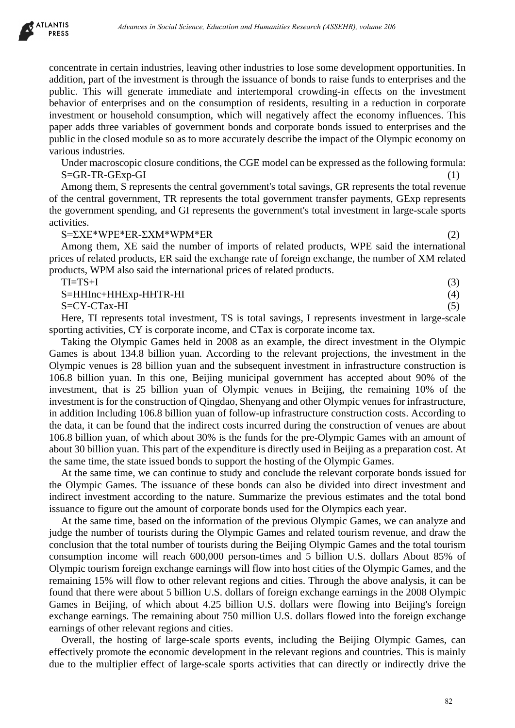concentrate in certain industries, leaving other industries to lose some development opportunities. In addition, part of the investment is through the issuance of bonds to raise funds to enterprises and the public. This will generate immediate and intertemporal crowding-in effects on the investment behavior of enterprises and on the consumption of residents, resulting in a reduction in corporate investment or household consumption, which will negatively affect the economy influences. This paper adds three variables of government bonds and corporate bonds issued to enterprises and the public in the closed module so as to more accurately describe the impact of the Olympic economy on various industries.

Under macroscopic closure conditions, the CGE model can be expressed as the following formula:

$$S=GR-TR-GExp-GI \quad (1)$$

Among them, S represents the central government's total savings, GR represents the total revenue of the central government, TR represents the total government transfer payments, GExp represents the government spending, and GI represents the government's total investment in large-scale sports activities.

$$S=\Sigma XE*WPE*ER-\Sigma XM*WPM*ER \quad (2)$$

Among them, XE said the number of imports of related products, WPE said the international prices of related products, ER said the exchange rate of foreign exchange, the number of XM related products, WPM also said the international prices of related products.

$$TI=TS+I \quad (3)$$

$$S=HHInc+HHExp-HHTR-HI \quad (4)$$

$$S=CY-CTax-HI \quad (5)$$

Here, TI represents total investment, TS is total savings, I represents investment in large-scale sporting activities, CY is corporate income, and CTax is corporate income tax.

Taking the Olympic Games held in 2008 as an example, the direct investment in the Olympic Games is about 134.8 billion yuan. According to the relevant projections, the investment in the Olympic venues is 28 billion yuan and the subsequent investment in infrastructure construction is 106.8 billion yuan. In this one, Beijing municipal government has accepted about 90% of the investment, that is 25 billion yuan of Olympic venues in Beijing, the remaining 10% of the investment is for the construction of Qingdao, Shenyang and other Olympic venues for infrastructure, in addition Including 106.8 billion yuan of follow-up infrastructure construction costs. According to the data, it can be found that the indirect costs incurred during the construction of venues are about 106.8 billion yuan, of which about 30% is the funds for the pre-Olympic Games with an amount of about 30 billion yuan. This part of the expenditure is directly used in Beijing as a preparation cost. At the same time, the state issued bonds to support the hosting of the Olympic Games.

At the same time, we can continue to study and conclude the relevant corporate bonds issued for the Olympic Games. The issuance of these bonds can also be divided into direct investment and indirect investment according to the nature. Summarize the previous estimates and the total bond issuance to figure out the amount of corporate bonds used for the Olympics each year.

At the same time, based on the information of the previous Olympic Games, we can analyze and judge the number of tourists during the Olympic Games and related tourism revenue, and draw the conclusion that the total number of tourists during the Beijing Olympic Games and the total tourism consumption income will reach 600,000 person-times and 5 billion U.S. dollars About 85% of Olympic tourism foreign exchange earnings will flow into host cities of the Olympic Games, and the remaining 15% will flow to other relevant regions and cities. Through the above analysis, it can be found that there were about 5 billion U.S. dollars of foreign exchange earnings in the 2008 Olympic Games in Beijing, of which about 4.25 billion U.S. dollars were flowing into Beijing's foreign exchange earnings. The remaining about 750 million U.S. dollars flowed into the foreign exchange earnings of other relevant regions and cities.

Overall, the hosting of large-scale sports events, including the Beijing Olympic Games, can effectively promote the economic development in the relevant regions and countries. This is mainly due to the multiplier effect of large-scale sports activities that can directly or indirectly drive the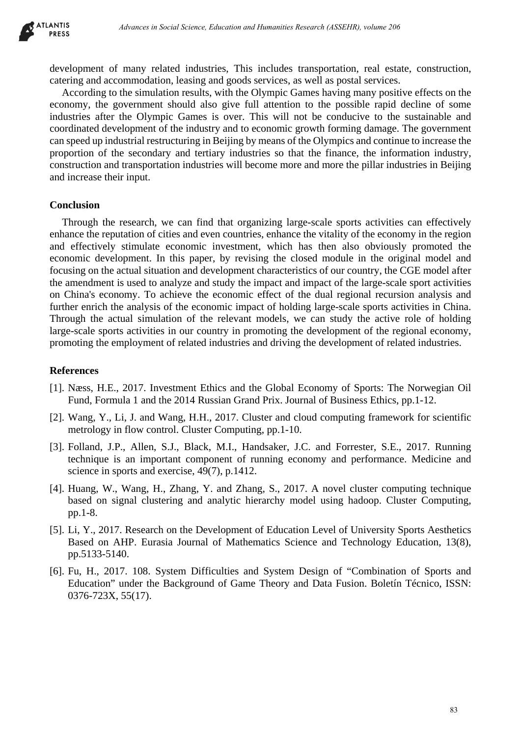development of many related industries, This includes transportation, real estate, construction, catering and accommodation, leasing and goods services, as well as postal services.

According to the simulation results, with the Olympic Games having many positive effects on the economy, the government should also give full attention to the possible rapid decline of some industries after the Olympic Games is over. This will not be conducive to the sustainable and coordinated development of the industry and to economic growth forming damage. The government can speed up industrial restructuring in Beijing by means of the Olympics and continue to increase the proportion of the secondary and tertiary industries so that the finance, the information industry, construction and transportation industries will become more and more the pillar industries in Beijing and increase their input.

## Conclusion

Through the research, we can find that organizing large-scale sports activities can effectively enhance the reputation of cities and even countries, enhance the vitality of the economy in the region and effectively stimulate economic investment, which has then also obviously promoted the economic development. In this paper, by revising the closed module in the original model and focusing on the actual situation and development characteristics of our country, the CGE model after the amendment is used to analyze and study the impact and impact of the large-scale sport activities on China's economy. To achieve the economic effect of the dual regional recursion analysis and further enrich the analysis of the economic impact of holding large-scale sports activities in China. Through the actual simulation of the relevant models, we can study the active role of holding large-scale sports activities in our country in promoting the development of the regional economy, promoting the employment of related industries and driving the development of related industries.

## References

[1]. Næss, H.E., 2017. Investment Ethics and the Global Economy of Sports: The Norwegian Oil Fund, Formula 1 and the 2014 Russian Grand Prix. Journal of Business Ethics, pp.1-12.

[2]. Wang, Y., Li, J. and Wang, H.H., 2017. Cluster and cloud computing framework for scientific metrology in flow control. Cluster Computing, pp.1-10.

[3]. Folland, J.P., Allen, S.J., Black, M.I., Handsaker, J.C. and Forrester, S.E., 2017. Running technique is an important component of running economy and performance. Medicine and science in sports and exercise, 49(7), p.1412.

[4]. Huang, W., Wang, H., Zhang, Y. and Zhang, S., 2017. A novel cluster computing technique based on signal clustering and analytic hierarchy model using hadoop. Cluster Computing, pp.1-8.

[5]. Li, Y., 2017. Research on the Development of Education Level of University Sports Aesthetics Based on AHP. Eurasia Journal of Mathematics Science and Technology Education, 13(8), pp.5133-5140.

[6]. Fu, H., 2017. 108. System Difficulties and System Design of "Combination of Sports and Education" under the Background of Game Theory and Data Fusion. Boletín Técnico, ISSN: 0376-723X, 55(17).